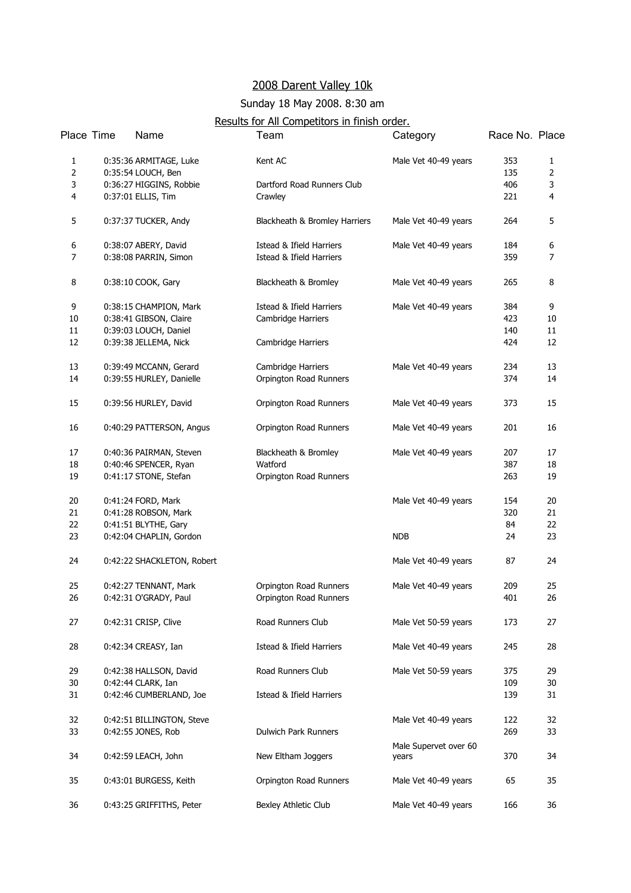# 2008 Darent Valley 10k

Sunday 18 May 2008. 8:30 am

Results for All Competitors in finish order.

| Place | Time | Name | Team | Category | Race No. | Place |
|---|---|---|---|---|---|---|
| 1 | 0:35:36 | ARMITAGE, Luke | Kent AC | Male Vet 40-49 years | 353 | 1 |
| 2 | 0:35:54 | LOUCH, Ben | | | 135 | 2 |
| 3 | 0:36:27 | HIGGINS, Robbie | Dartford Road Runners Club | | 406 | 3 |
| 4 | 0:37:01 | ELLIS, Tim | Crawley | | 221 | 4 |
| 5 | 0:37:37 | TUCKER, Andy | Blackheath & Bromley Harriers | Male Vet 40-49 years | 264 | 5 |
| 6 | 0:38:07 | ABERY, David | Istead & Ifield Harriers | Male Vet 40-49 years | 184 | 6 |
| 7 | 0:38:08 | PARRIN, Simon | Istead & Ifield Harriers | | 359 | 7 |
| 8 | 0:38:10 | COOK, Gary | Blackheath & Bromley | Male Vet 40-49 years | 265 | 8 |
| 9 | 0:38:15 | CHAMPION, Mark | Istead & Ifield Harriers | Male Vet 40-49 years | 384 | 9 |
| 10 | 0:38:41 | GIBSON, Claire | Cambridge Harriers | | 423 | 10 |
| 11 | 0:39:03 | LOUCH, Daniel | | | 140 | 11 |
| 12 | 0:39:38 | JELLEMA, Nick | Cambridge Harriers | | 424 | 12 |
| 13 | 0:39:49 | MCCANN, Gerard | Cambridge Harriers | Male Vet 40-49 years | 234 | 13 |
| 14 | 0:39:55 | HURLEY, Danielle | Orpington Road Runners | | 374 | 14 |
| 15 | 0:39:56 | HURLEY, David | Orpington Road Runners | Male Vet 40-49 years | 373 | 15 |
| 16 | 0:40:29 | PATTERSON, Angus | Orpington Road Runners | Male Vet 40-49 years | 201 | 16 |
| 17 | 0:40:36 | PAIRMAN, Steven | Blackheath & Bromley | Male Vet 40-49 years | 207 | 17 |
| 18 | 0:40:46 | SPENCER, Ryan | Watford | | 387 | 18 |
| 19 | 0:41:17 | STONE, Stefan | Orpington Road Runners | | 263 | 19 |
| 20 | 0:41:24 | FORD, Mark | | Male Vet 40-49 years | 154 | 20 |
| 21 | 0:41:28 | ROBSON, Mark | | | 320 | 21 |
| 22 | 0:41:51 | BLYTHE, Gary | | | 84 | 22 |
| 23 | 0:42:04 | CHAPLIN, Gordon | | NDB | 24 | 23 |
| 24 | 0:42:22 | SHACKLETON, Robert | | Male Vet 40-49 years | 87 | 24 |
| 25 | 0:42:27 | TENNANT, Mark | Orpington Road Runners | Male Vet 40-49 years | 209 | 25 |
| 26 | 0:42:31 | O'GRADY, Paul | Orpington Road Runners | | 401 | 26 |
| 27 | 0:42:31 | CRISP, Clive | Road Runners Club | Male Vet 50-59 years | 173 | 27 |
| 28 | 0:42:34 | CREASY, Ian | Istead & Ifield Harriers | Male Vet 40-49 years | 245 | 28 |
| 29 | 0:42:38 | HALLSON, David | Road Runners Club | Male Vet 50-59 years | 375 | 29 |
| 30 | 0:42:44 | CLARK, Ian | | | 109 | 30 |
| 31 | 0:42:46 | CUMBERLAND, Joe | Istead & Ifield Harriers | | 139 | 31 |
| 32 | 0:42:51 | BILLINGTON, Steve | | Male Vet 40-49 years | 122 | 32 |
| 33 | 0:42:55 | JONES, Rob | Dulwich Park Runners | | 269 | 33 |
| 34 | 0:42:59 | LEACH, John | New Eltham Joggers | Male Supervet over 60 years | 370 | 34 |
| 35 | 0:43:01 | BURGESS, Keith | Orpington Road Runners | Male Vet 40-49 years | 65 | 35 |
| 36 | 0:43:25 | GRIFFITHS, Peter | Bexley Athletic Club | Male Vet 40-49 years | 166 | 36 |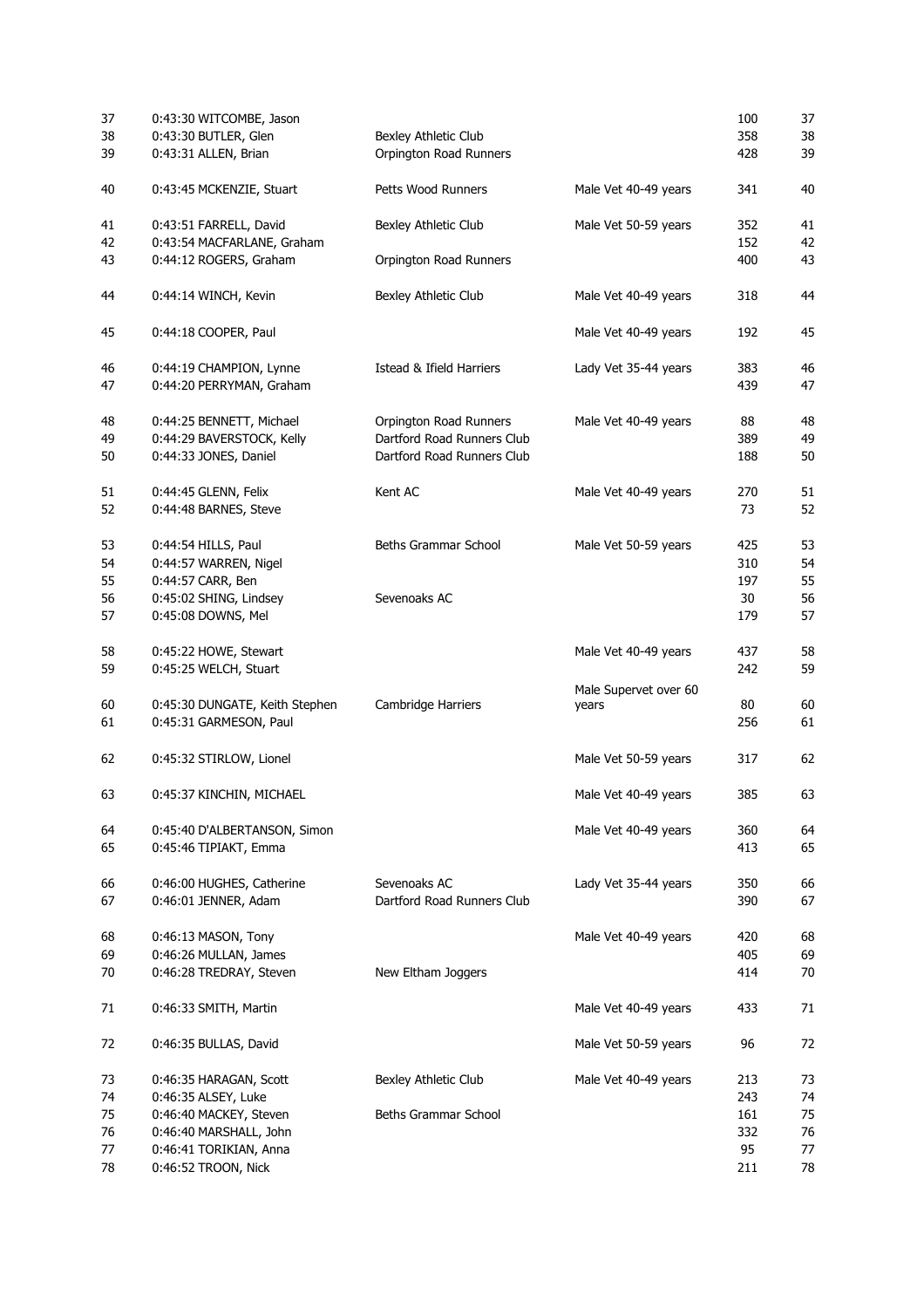| | | | | | |
|---|---|---|---|---|---|
| 37 | 0:43:30 WITCOMBE, Jason | | | 100 | 37 |
| 38 | 0:43:30 BUTLER, Glen | Bexley Athletic Club | | 358 | 38 |
| 39 | 0:43:31 ALLEN, Brian | Orpington Road Runners | | 428 | 39 |
| 40 | 0:43:45 MCKENZIE, Stuart | Petts Wood Runners | Male Vet 40-49 years | 341 | 40 |
| 41 | 0:43:51 FARRELL, David | Bexley Athletic Club | Male Vet 50-59 years | 352 | 41 |
| 42 | 0:43:54 MACFARLANE, Graham | | | 152 | 42 |
| 43 | 0:44:12 ROGERS, Graham | Orpington Road Runners | | 400 | 43 |
| 44 | 0:44:14 WINCH, Kevin | Bexley Athletic Club | Male Vet 40-49 years | 318 | 44 |
| 45 | 0:44:18 COOPER, Paul | | Male Vet 40-49 years | 192 | 45 |
| 46 | 0:44:19 CHAMPION, Lynne | Istead & Ifield Harriers | Lady Vet 35-44 years | 383 | 46 |
| 47 | 0:44:20 PERRYMAN, Graham | | | 439 | 47 |
| 48 | 0:44:25 BENNETT, Michael | Orpington Road Runners | Male Vet 40-49 years | 88 | 48 |
| 49 | 0:44:29 BAVERSTOCK, Kelly | Dartford Road Runners Club | | 389 | 49 |
| 50 | 0:44:33 JONES, Daniel | Dartford Road Runners Club | | 188 | 50 |
| 51 | 0:44:45 GLENN, Felix | Kent AC | Male Vet 40-49 years | 270 | 51 |
| 52 | 0:44:48 BARNES, Steve | | | 73 | 52 |
| 53 | 0:44:54 HILLS, Paul | Beths Grammar School | Male Vet 50-59 years | 425 | 53 |
| 54 | 0:44:57 WARREN, Nigel | | | 310 | 54 |
| 55 | 0:44:57 CARR, Ben | | | 197 | 55 |
| 56 | 0:45:02 SHING, Lindsey | Sevenoaks AC | | 30 | 56 |
| 57 | 0:45:08 DOWNS, Mel | | | 179 | 57 |
| 58 | 0:45:22 HOWE, Stewart | | Male Vet 40-49 years | 437 | 58 |
| 59 | 0:45:25 WELCH, Stuart | | | 242 | 59 |
| 60 | 0:45:30 DUNGATE, Keith Stephen | Cambridge Harriers | Male Supervet over 60 years | 80 | 60 |
| 61 | 0:45:31 GARMESON, Paul | | | 256 | 61 |
| 62 | 0:45:32 STIRLOW, Lionel | | Male Vet 50-59 years | 317 | 62 |
| 63 | 0:45:37 KINCHIN, MICHAEL | | Male Vet 40-49 years | 385 | 63 |
| 64 | 0:45:40 D'ALBERTANSON, Simon | | Male Vet 40-49 years | 360 | 64 |
| 65 | 0:45:46 TIPIAKT, Emma | | | 413 | 65 |
| 66 | 0:46:00 HUGHES, Catherine | Sevenoaks AC | Lady Vet 35-44 years | 350 | 66 |
| 67 | 0:46:01 JENNER, Adam | Dartford Road Runners Club | | 390 | 67 |
| 68 | 0:46:13 MASON, Tony | | Male Vet 40-49 years | 420 | 68 |
| 69 | 0:46:26 MULLAN, James | | | 405 | 69 |
| 70 | 0:46:28 TREDRAY, Steven | New Eltham Joggers | | 414 | 70 |
| 71 | 0:46:33 SMITH, Martin | | Male Vet 40-49 years | 433 | 71 |
| 72 | 0:46:35 BULLAS, David | | Male Vet 50-59 years | 96 | 72 |
| 73 | 0:46:35 HARAGAN, Scott | Bexley Athletic Club | Male Vet 40-49 years | 213 | 73 |
| 74 | 0:46:35 ALSEY, Luke | | | 243 | 74 |
| 75 | 0:46:40 MACKEY, Steven | Beths Grammar School | | 161 | 75 |
| 76 | 0:46:40 MARSHALL, John | | | 332 | 76 |
| 77 | 0:46:41 TORIKIAN, Anna | | | 95 | 77 |
| 78 | 0:46:52 TROON, Nick | | | 211 | 78 |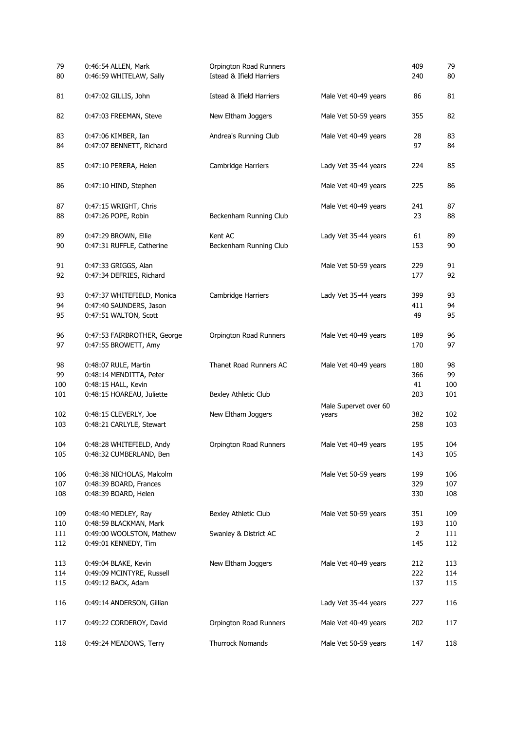| | | | | | |
|---|---|---|---|---|---|
| 79 | 0:46:54 ALLEN, Mark | Orpington Road Runners | | 409 | 79 |
| 80 | 0:46:59 WHITELAW, Sally | Istead & Ifield Harriers | | 240 | 80 |
| 81 | 0:47:02 GILLIS, John | Istead & Ifield Harriers | Male Vet 40-49 years | 86 | 81 |
| 82 | 0:47:03 FREEMAN, Steve | New Eltham Joggers | Male Vet 50-59 years | 355 | 82 |
| 83 | 0:47:06 KIMBER, Ian | Andrea's Running Club | Male Vet 40-49 years | 28 | 83 |
| 84 | 0:47:07 BENNETT, Richard | | | 97 | 84 |
| 85 | 0:47:10 PERERA, Helen | Cambridge Harriers | Lady Vet 35-44 years | 224 | 85 |
| 86 | 0:47:10 HIND, Stephen | | Male Vet 40-49 years | 225 | 86 |
| 87 | 0:47:15 WRIGHT, Chris | | Male Vet 40-49 years | 241 | 87 |
| 88 | 0:47:26 POPE, Robin | Beckenham Running Club | | 23 | 88 |
| 89 | 0:47:29 BROWN, Ellie | Kent AC | Lady Vet 35-44 years | 61 | 89 |
| 90 | 0:47:31 RUFFLE, Catherine | Beckenham Running Club | | 153 | 90 |
| 91 | 0:47:33 GRIGGS, Alan | | Male Vet 50-59 years | 229 | 91 |
| 92 | 0:47:34 DEFRIES, Richard | | | 177 | 92 |
| 93 | 0:47:37 WHITEFIELD, Monica | Cambridge Harriers | Lady Vet 35-44 years | 399 | 93 |
| 94 | 0:47:40 SAUNDERS, Jason | | | 411 | 94 |
| 95 | 0:47:51 WALTON, Scott | | | 49 | 95 |
| 96 | 0:47:53 FAIRBROTHER, George | Orpington Road Runners | Male Vet 40-49 years | 189 | 96 |
| 97 | 0:47:55 BROWETT, Amy | | | 170 | 97 |
| 98 | 0:48:07 RULE, Martin | Thanet Road Runners AC | Male Vet 40-49 years | 180 | 98 |
| 99 | 0:48:14 MENDITTA, Peter | | | 366 | 99 |
| 100 | 0:48:15 HALL, Kevin | | | 41 | 100 |
| 101 | 0:48:15 HOAREAU, Juliette | Bexley Athletic Club | | 203 | 101 |
| 102 | 0:48:15 CLEVERLY, Joe | New Eltham Joggers | Male Supervet over 60 years | 382 | 102 |
| 103 | 0:48:21 CARLYLE, Stewart | | | 258 | 103 |
| 104 | 0:48:28 WHITEFIELD, Andy | Orpington Road Runners | Male Vet 40-49 years | 195 | 104 |
| 105 | 0:48:32 CUMBERLAND, Ben | | | 143 | 105 |
| 106 | 0:48:38 NICHOLAS, Malcolm | | Male Vet 50-59 years | 199 | 106 |
| 107 | 0:48:39 BOARD, Frances | | | 329 | 107 |
| 108 | 0:48:39 BOARD, Helen | | | 330 | 108 |
| 109 | 0:48:40 MEDLEY, Ray | Bexley Athletic Club | Male Vet 50-59 years | 351 | 109 |
| 110 | 0:48:59 BLACKMAN, Mark | | | 193 | 110 |
| 111 | 0:49:00 WOOLSTON, Mathew | Swanley & District AC | | 2 | 111 |
| 112 | 0:49:01 KENNEDY, Tim | | | 145 | 112 |
| 113 | 0:49:04 BLAKE, Kevin | New Eltham Joggers | Male Vet 40-49 years | 212 | 113 |
| 114 | 0:49:09 MCINTYRE, Russell | | | 222 | 114 |
| 115 | 0:49:12 BACK, Adam | | | 137 | 115 |
| 116 | 0:49:14 ANDERSON, Gillian | | Lady Vet 35-44 years | 227 | 116 |
| 117 | 0:49:22 CORDEROY, David | Orpington Road Runners | Male Vet 40-49 years | 202 | 117 |
| 118 | 0:49:24 MEADOWS, Terry | Thurrock Nomands | Male Vet 50-59 years | 147 | 118 |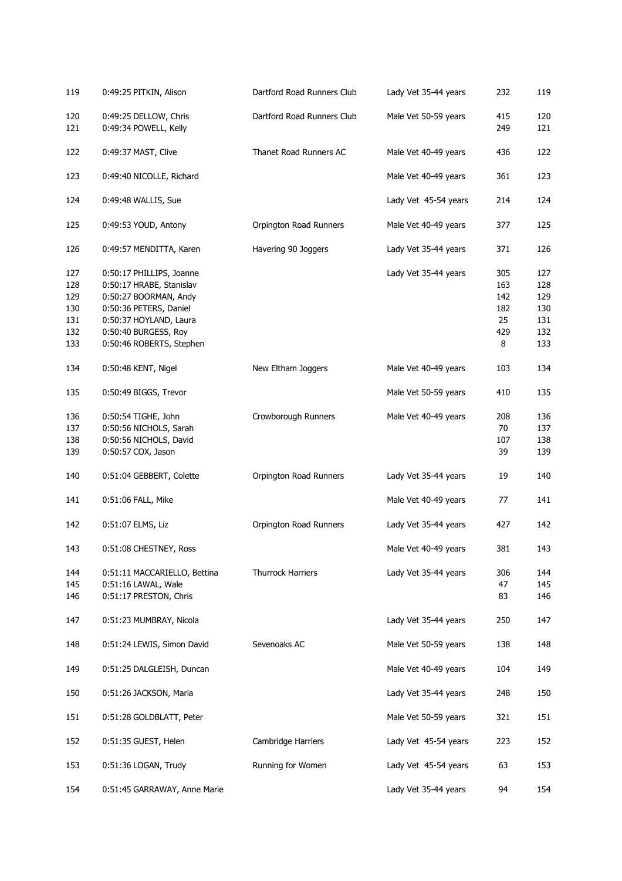| | | | | | |
|---|---|---|---|---|---|
| 119 | 0:49:25 PITKIN, Alison | Dartford Road Runners Club | Lady Vet 35-44 years | 232 | 119 |
| 120 | 0:49:25 DELLOW, Chris | Dartford Road Runners Club | Male Vet 50-59 years | 415 | 120 |
| 121 | 0:49:34 POWELL, Kelly | | | 249 | 121 |
| 122 | 0:49:37 MAST, Clive | Thanet Road Runners AC | Male Vet 40-49 years | 436 | 122 |
| 123 | 0:49:40 NICOLLE, Richard | | Male Vet 40-49 years | 361 | 123 |
| 124 | 0:49:48 WALLIS, Sue | | Lady Vet 45-54 years | 214 | 124 |
| 125 | 0:49:53 YOUD, Antony | Orpington Road Runners | Male Vet 40-49 years | 377 | 125 |
| 126 | 0:49:57 MENDITTA, Karen | Havering 90 Joggers | Lady Vet 35-44 years | 371 | 126 |
| 127 | 0:50:17 PHILLIPS, Joanne | | Lady Vet 35-44 years | 305 | 127 |
| 128 | 0:50:17 HRABE, Stanislav | | | 163 | 128 |
| 129 | 0:50:27 BOORMAN, Andy | | | 142 | 129 |
| 130 | 0:50:36 PETERS, Daniel | | | 182 | 130 |
| 131 | 0:50:37 HOYLAND, Laura | | | 25 | 131 |
| 132 | 0:50:40 BURGESS, Roy | | | 429 | 132 |
| 133 | 0:50:46 ROBERTS, Stephen | | | 8 | 133 |
| 134 | 0:50:48 KENT, Nigel | New Eltham Joggers | Male Vet 40-49 years | 103 | 134 |
| 135 | 0:50:49 BIGGS, Trevor | | Male Vet 50-59 years | 410 | 135 |
| 136 | 0:50:54 TIGHE, John | Crowborough Runners | Male Vet 40-49 years | 208 | 136 |
| 137 | 0:50:56 NICHOLS, Sarah | | | 70 | 137 |
| 138 | 0:50:56 NICHOLS, David | | | 107 | 138 |
| 139 | 0:50:57 COX, Jason | | | 39 | 139 |
| 140 | 0:51:04 GEBBERT, Colette | Orpington Road Runners | Lady Vet 35-44 years | 19 | 140 |
| 141 | 0:51:06 FALL, Mike | | Male Vet 40-49 years | 77 | 141 |
| 142 | 0:51:07 ELMS, Liz | Orpington Road Runners | Lady Vet 35-44 years | 427 | 142 |
| 143 | 0:51:08 CHESTNEY, Ross | | Male Vet 40-49 years | 381 | 143 |
| 144 | 0:51:11 MACCARIELLO, Bettina | Thurrock Harriers | Lady Vet 35-44 years | 306 | 144 |
| 145 | 0:51:16 LAWAL, Wale | | | 47 | 145 |
| 146 | 0:51:17 PRESTON, Chris | | | 83 | 146 |
| 147 | 0:51:23 MUMBRAY, Nicola | | Lady Vet 35-44 years | 250 | 147 |
| 148 | 0:51:24 LEWIS, Simon David | Sevenoaks AC | Male Vet 50-59 years | 138 | 148 |
| 149 | 0:51:25 DALGLEISH, Duncan | | Male Vet 40-49 years | 104 | 149 |
| 150 | 0:51:26 JACKSON, Maria | | Lady Vet 35-44 years | 248 | 150 |
| 151 | 0:51:28 GOLDBLATT, Peter | | Male Vet 50-59 years | 321 | 151 |
| 152 | 0:51:35 GUEST, Helen | Cambridge Harriers | Lady Vet 45-54 years | 223 | 152 |
| 153 | 0:51:36 LOGAN, Trudy | Running for Women | Lady Vet 45-54 years | 63 | 153 |
| 154 | 0:51:45 GARRAWAY, Anne Marie | | Lady Vet 35-44 years | 94 | 154 |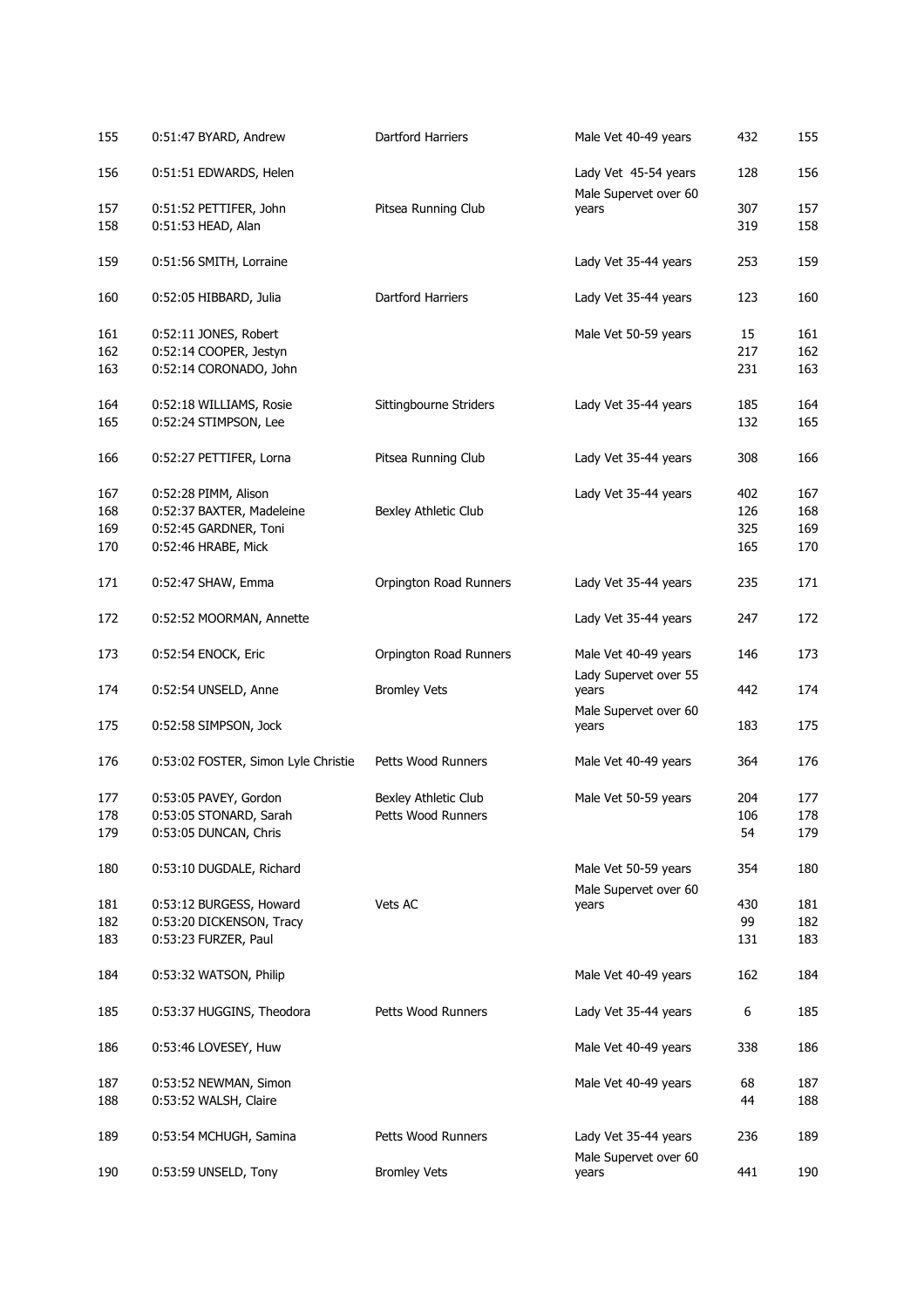| | | | | | |
|---|---|---|---|---|---|
| 155 | 0:51:47 BYARD, Andrew | Dartford Harriers | Male Vet 40-49 years | 432 | 155 |
| 156 | 0:51:51 EDWARDS, Helen | | Lady Vet 45-54 years | 128 | 156 |
| 157 | 0:51:52 PETTIFER, John | Pitsea Running Club | Male Supervet over 60 years | 307 | 157 |
| 158 | 0:51:53 HEAD, Alan | | | 319 | 158 |
| 159 | 0:51:56 SMITH, Lorraine | | Lady Vet 35-44 years | 253 | 159 |
| 160 | 0:52:05 HIBBARD, Julia | Dartford Harriers | Lady Vet 35-44 years | 123 | 160 |
| 161 | 0:52:11 JONES, Robert | | Male Vet 50-59 years | 15 | 161 |
| 162 | 0:52:14 COOPER, Jestyn | | | 217 | 162 |
| 163 | 0:52:14 CORONADO, John | | | 231 | 163 |
| 164 | 0:52:18 WILLIAMS, Rosie | Sittingbourne Striders | Lady Vet 35-44 years | 185 | 164 |
| 165 | 0:52:24 STIMPSON, Lee | | | 132 | 165 |
| 166 | 0:52:27 PETTIFER, Lorna | Pitsea Running Club | Lady Vet 35-44 years | 308 | 166 |
| 167 | 0:52:28 PIMM, Alison | | Lady Vet 35-44 years | 402 | 167 |
| 168 | 0:52:37 BAXTER, Madeleine | Bexley Athletic Club | | 126 | 168 |
| 169 | 0:52:45 GARDNER, Toni | | | 325 | 169 |
| 170 | 0:52:46 HRABE, Mick | | | 165 | 170 |
| 171 | 0:52:47 SHAW, Emma | Orpington Road Runners | Lady Vet 35-44 years | 235 | 171 |
| 172 | 0:52:52 MOORMAN, Annette | | Lady Vet 35-44 years | 247 | 172 |
| 173 | 0:52:54 ENOCK, Eric | Orpington Road Runners | Male Vet 40-49 years | 146 | 173 |
| 174 | 0:52:54 UNSELD, Anne | Bromley Vets | Lady Supervet over 55 years | 442 | 174 |
| 175 | 0:52:58 SIMPSON, Jock | | Male Supervet over 60 years | 183 | 175 |
| 176 | 0:53:02 FOSTER, Simon Lyle Christie | Petts Wood Runners | Male Vet 40-49 years | 364 | 176 |
| 177 | 0:53:05 PAVEY, Gordon | Bexley Athletic Club | Male Vet 50-59 years | 204 | 177 |
| 178 | 0:53:05 STONARD, Sarah | Petts Wood Runners | | 106 | 178 |
| 179 | 0:53:05 DUNCAN, Chris | | | 54 | 179 |
| 180 | 0:53:10 DUGDALE, Richard | | Male Vet 50-59 years | 354 | 180 |
| 181 | 0:53:12 BURGESS, Howard | Vets AC | Male Supervet over 60 years | 430 | 181 |
| 182 | 0:53:20 DICKENSON, Tracy | | | 99 | 182 |
| 183 | 0:53:23 FURZER, Paul | | | 131 | 183 |
| 184 | 0:53:32 WATSON, Philip | | Male Vet 40-49 years | 162 | 184 |
| 185 | 0:53:37 HUGGINS, Theodora | Petts Wood Runners | Lady Vet 35-44 years | 6 | 185 |
| 186 | 0:53:46 LOVESEY, Huw | | Male Vet 40-49 years | 338 | 186 |
| 187 | 0:53:52 NEWMAN, Simon | | Male Vet 40-49 years | 68 | 187 |
| 188 | 0:53:52 WALSH, Claire | | | 44 | 188 |
| 189 | 0:53:54 MCHUGH, Samina | Petts Wood Runners | Lady Vet 35-44 years | 236 | 189 |
| 190 | 0:53:59 UNSELD, Tony | Bromley Vets | Male Supervet over 60 years | 441 | 190 |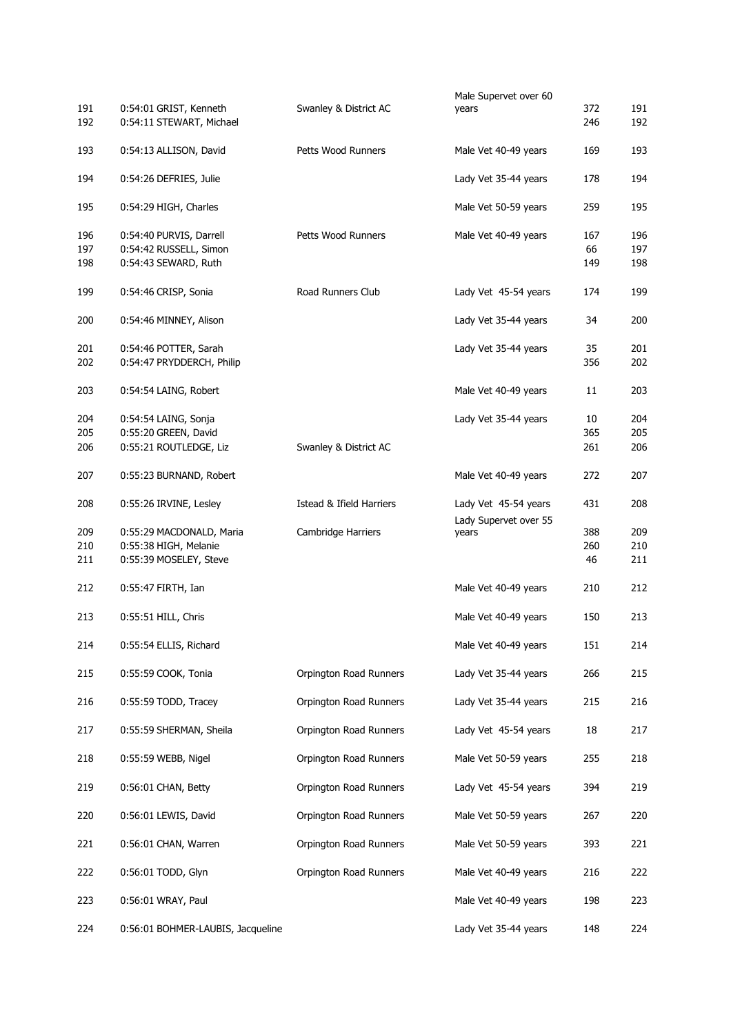| | | | | | |
|---|---|---|---|---|---|
| 191 | 0:54:01 GRIST, Kenneth | Swanley & District AC | Male Supervet over 60 years | 372 | 191 |
| 192 | 0:54:11 STEWART, Michael | | | 246 | 192 |
| 193 | 0:54:13 ALLISON, David | Petts Wood Runners | Male Vet 40-49 years | 169 | 193 |
| 194 | 0:54:26 DEFRIES, Julie | | Lady Vet 35-44 years | 178 | 194 |
| 195 | 0:54:29 HIGH, Charles | | Male Vet 50-59 years | 259 | 195 |
| 196 | 0:54:40 PURVIS, Darrell | Petts Wood Runners | Male Vet 40-49 years | 167 | 196 |
| 197 | 0:54:42 RUSSELL, Simon | | | 66 | 197 |
| 198 | 0:54:43 SEWARD, Ruth | | | 149 | 198 |
| 199 | 0:54:46 CRISP, Sonia | Road Runners Club | Lady Vet 45-54 years | 174 | 199 |
| 200 | 0:54:46 MINNEY, Alison | | Lady Vet 35-44 years | 34 | 200 |
| 201 | 0:54:46 POTTER, Sarah | | Lady Vet 35-44 years | 35 | 201 |
| 202 | 0:54:47 PRYDDERCH, Philip | | | 356 | 202 |
| 203 | 0:54:54 LAING, Robert | | Male Vet 40-49 years | 11 | 203 |
| 204 | 0:54:54 LAING, Sonja | | Lady Vet 35-44 years | 10 | 204 |
| 205 | 0:55:20 GREEN, David | | | 365 | 205 |
| 206 | 0:55:21 ROUTLEDGE, Liz | Swanley & District AC | | 261 | 206 |
| 207 | 0:55:23 BURNAND, Robert | | Male Vet 40-49 years | 272 | 207 |
| 208 | 0:55:26 IRVINE, Lesley | Istead & Ifield Harriers | Lady Vet 45-54 years | 431 | 208 |
| 209 | 0:55:29 MACDONALD, Maria | Cambridge Harriers | Lady Supervet over 55 years | 388 | 209 |
| 210 | 0:55:38 HIGH, Melanie | | | 260 | 210 |
| 211 | 0:55:39 MOSELEY, Steve | | | 46 | 211 |
| 212 | 0:55:47 FIRTH, Ian | | Male Vet 40-49 years | 210 | 212 |
| 213 | 0:55:51 HILL, Chris | | Male Vet 40-49 years | 150 | 213 |
| 214 | 0:55:54 ELLIS, Richard | | Male Vet 40-49 years | 151 | 214 |
| 215 | 0:55:59 COOK, Tonia | Orpington Road Runners | Lady Vet 35-44 years | 266 | 215 |
| 216 | 0:55:59 TODD, Tracey | Orpington Road Runners | Lady Vet 35-44 years | 215 | 216 |
| 217 | 0:55:59 SHERMAN, Sheila | Orpington Road Runners | Lady Vet 45-54 years | 18 | 217 |
| 218 | 0:55:59 WEBB, Nigel | Orpington Road Runners | Male Vet 50-59 years | 255 | 218 |
| 219 | 0:56:01 CHAN, Betty | Orpington Road Runners | Lady Vet 45-54 years | 394 | 219 |
| 220 | 0:56:01 LEWIS, David | Orpington Road Runners | Male Vet 50-59 years | 267 | 220 |
| 221 | 0:56:01 CHAN, Warren | Orpington Road Runners | Male Vet 50-59 years | 393 | 221 |
| 222 | 0:56:01 TODD, Glyn | Orpington Road Runners | Male Vet 40-49 years | 216 | 222 |
| 223 | 0:56:01 WRAY, Paul | | Male Vet 40-49 years | 198 | 223 |
| 224 | 0:56:01 BOHMER-LAUBIS, Jacqueline | | Lady Vet 35-44 years | 148 | 224 |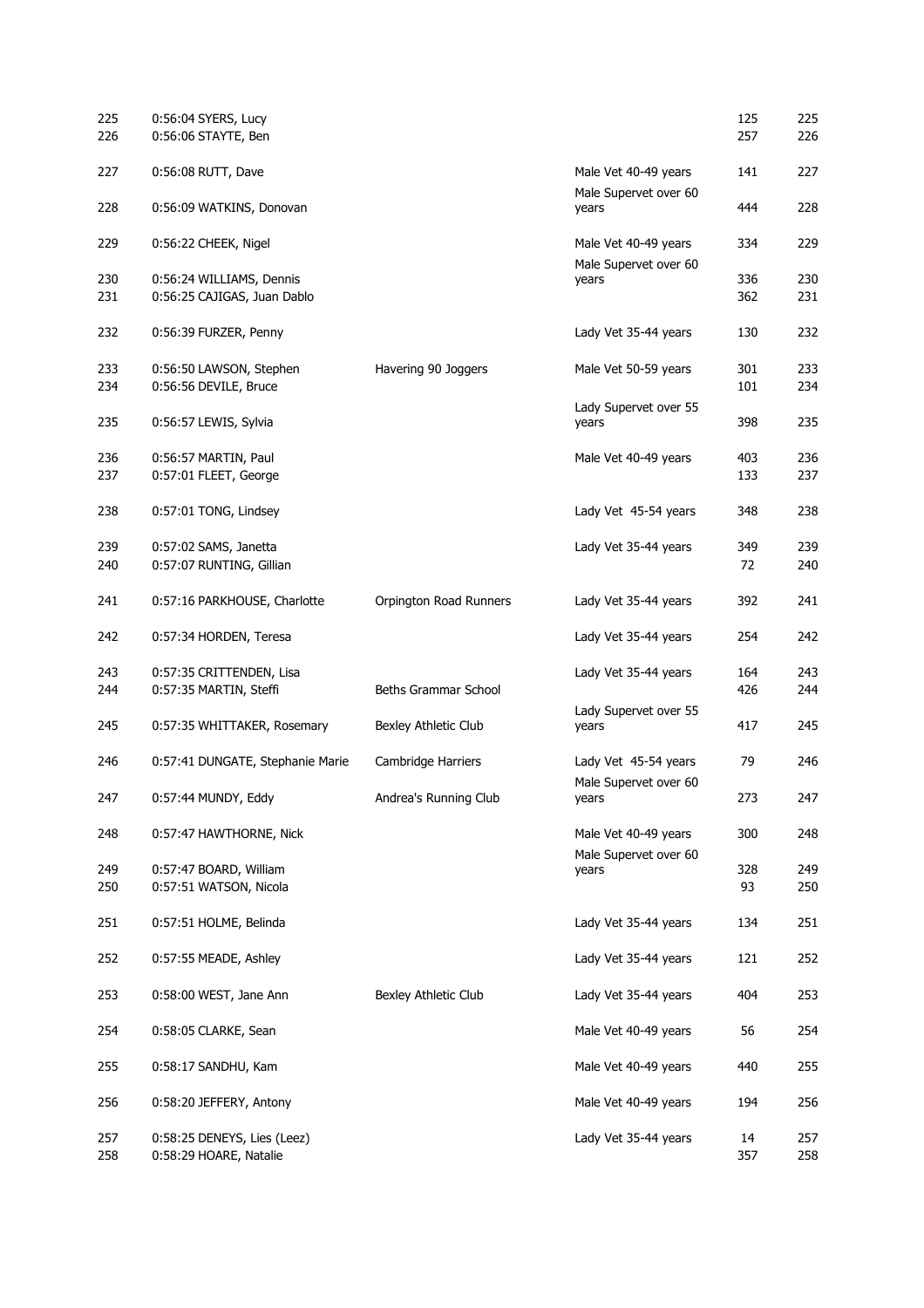| | | | | | |
|---|---|---|---|---|---|
| 225 | 0:56:04 SYERS, Lucy | | | 125 | 225 |
| 226 | 0:56:06 STAYTE, Ben | | | 257 | 226 |
| 227 | 0:56:08 RUTT, Dave | | Male Vet 40-49 years | 141 | 227 |
| 228 | 0:56:09 WATKINS, Donovan | | Male Supervet over 60 years | 444 | 228 |
| 229 | 0:56:22 CHEEK, Nigel | | Male Vet 40-49 years | 334 | 229 |
| 230 | 0:56:24 WILLIAMS, Dennis | | Male Supervet over 60 years | 336 | 230 |
| 231 | 0:56:25 CAJIGAS, Juan Dablo | | | 362 | 231 |
| 232 | 0:56:39 FURZER, Penny | | Lady Vet 35-44 years | 130 | 232 |
| 233 | 0:56:50 LAWSON, Stephen | Havering 90 Joggers | Male Vet 50-59 years | 301 | 233 |
| 234 | 0:56:56 DEVILE, Bruce | | | 101 | 234 |
| 235 | 0:56:57 LEWIS, Sylvia | | Lady Supervet over 55 years | 398 | 235 |
| 236 | 0:56:57 MARTIN, Paul | | Male Vet 40-49 years | 403 | 236 |
| 237 | 0:57:01 FLEET, George | | | 133 | 237 |
| 238 | 0:57:01 TONG, Lindsey | | Lady Vet 45-54 years | 348 | 238 |
| 239 | 0:57:02 SAMS, Janetta | | Lady Vet 35-44 years | 349 | 239 |
| 240 | 0:57:07 RUNTING, Gillian | | | 72 | 240 |
| 241 | 0:57:16 PARKHOUSE, Charlotte | Orpington Road Runners | Lady Vet 35-44 years | 392 | 241 |
| 242 | 0:57:34 HORDEN, Teresa | | Lady Vet 35-44 years | 254 | 242 |
| 243 | 0:57:35 CRITTENDEN, Lisa | | Lady Vet 35-44 years | 164 | 243 |
| 244 | 0:57:35 MARTIN, Steffi | Beths Grammar School | | 426 | 244 |
| 245 | 0:57:35 WHITTAKER, Rosemary | Bexley Athletic Club | Lady Supervet over 55 years | 417 | 245 |
| 246 | 0:57:41 DUNGATE, Stephanie Marie | Cambridge Harriers | Lady Vet 45-54 years | 79 | 246 |
| 247 | 0:57:44 MUNDY, Eddy | Andrea's Running Club | Male Supervet over 60 years | 273 | 247 |
| 248 | 0:57:47 HAWTHORNE, Nick | | Male Vet 40-49 years | 300 | 248 |
| 249 | 0:57:47 BOARD, William | | Male Supervet over 60 years | 328 | 249 |
| 250 | 0:57:51 WATSON, Nicola | | | 93 | 250 |
| 251 | 0:57:51 HOLME, Belinda | | Lady Vet 35-44 years | 134 | 251 |
| 252 | 0:57:55 MEADE, Ashley | | Lady Vet 35-44 years | 121 | 252 |
| 253 | 0:58:00 WEST, Jane Ann | Bexley Athletic Club | Lady Vet 35-44 years | 404 | 253 |
| 254 | 0:58:05 CLARKE, Sean | | Male Vet 40-49 years | 56 | 254 |
| 255 | 0:58:17 SANDHU, Kam | | Male Vet 40-49 years | 440 | 255 |
| 256 | 0:58:20 JEFFERY, Antony | | Male Vet 40-49 years | 194 | 256 |
| 257 | 0:58:25 DENEYS, Lies (Leez) | | Lady Vet 35-44 years | 14 | 257 |
| 258 | 0:58:29 HOARE, Natalie | | | 357 | 258 |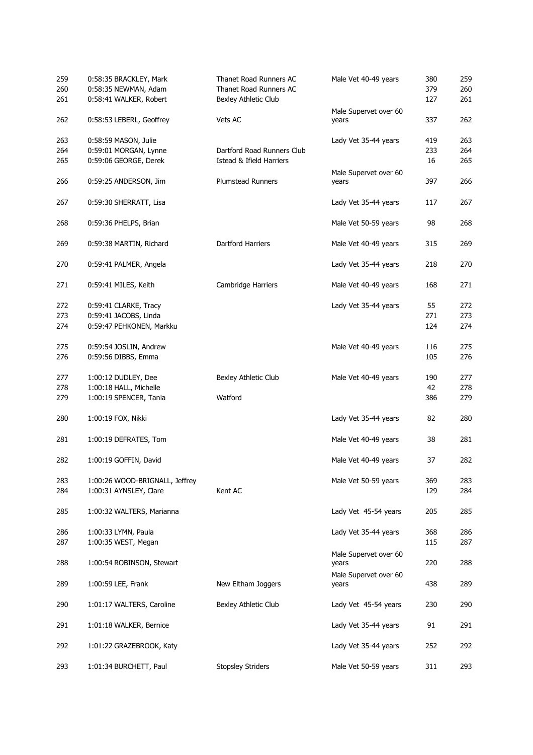| | | | | | |
|---|---|---|---|---|---|
| 259 | 0:58:35 BRACKLEY, Mark | Thanet Road Runners AC | Male Vet 40-49 years | 380 | 259 |
| 260 | 0:58:35 NEWMAN, Adam | Thanet Road Runners AC | | 379 | 260 |
| 261 | 0:58:41 WALKER, Robert | Bexley Athletic Club | | 127 | 261 |
| 262 | 0:58:53 LEBERL, Geoffrey | Vets AC | Male Supervet over 60 years | 337 | 262 |
| 263 | 0:58:59 MASON, Julie | | Lady Vet 35-44 years | 419 | 263 |
| 264 | 0:59:01 MORGAN, Lynne | Dartford Road Runners Club | | 233 | 264 |
| 265 | 0:59:06 GEORGE, Derek | Istead & Ifield Harriers | | 16 | 265 |
| 266 | 0:59:25 ANDERSON, Jim | Plumstead Runners | Male Supervet over 60 years | 397 | 266 |
| 267 | 0:59:30 SHERRATT, Lisa | | Lady Vet 35-44 years | 117 | 267 |
| 268 | 0:59:36 PHELPS, Brian | | Male Vet 50-59 years | 98 | 268 |
| 269 | 0:59:38 MARTIN, Richard | Dartford Harriers | Male Vet 40-49 years | 315 | 269 |
| 270 | 0:59:41 PALMER, Angela | | Lady Vet 35-44 years | 218 | 270 |
| 271 | 0:59:41 MILES, Keith | Cambridge Harriers | Male Vet 40-49 years | 168 | 271 |
| 272 | 0:59:41 CLARKE, Tracy | | Lady Vet 35-44 years | 55 | 272 |
| 273 | 0:59:41 JACOBS, Linda | | | 271 | 273 |
| 274 | 0:59:47 PEHKONEN, Markku | | | 124 | 274 |
| 275 | 0:59:54 JOSLIN, Andrew | | Male Vet 40-49 years | 116 | 275 |
| 276 | 0:59:56 DIBBS, Emma | | | 105 | 276 |
| 277 | 1:00:12 DUDLEY, Dee | Bexley Athletic Club | Male Vet 40-49 years | 190 | 277 |
| 278 | 1:00:18 HALL, Michelle | | | 42 | 278 |
| 279 | 1:00:19 SPENCER, Tania | Watford | | 386 | 279 |
| 280 | 1:00:19 FOX, Nikki | | Lady Vet 35-44 years | 82 | 280 |
| 281 | 1:00:19 DEFRATES, Tom | | Male Vet 40-49 years | 38 | 281 |
| 282 | 1:00:19 GOFFIN, David | | Male Vet 40-49 years | 37 | 282 |
| 283 | 1:00:26 WOOD-BRIGNALL, Jeffrey | | Male Vet 50-59 years | 369 | 283 |
| 284 | 1:00:31 AYNSLEY, Clare | Kent AC | | 129 | 284 |
| 285 | 1:00:32 WALTERS, Marianna | | Lady Vet 45-54 years | 205 | 285 |
| 286 | 1:00:33 LYMN, Paula | | Lady Vet 35-44 years | 368 | 286 |
| 287 | 1:00:35 WEST, Megan | | | 115 | 287 |
| 288 | 1:00:54 ROBINSON, Stewart | | Male Supervet over 60 years | 220 | 288 |
| 289 | 1:00:59 LEE, Frank | New Eltham Joggers | Male Supervet over 60 years | 438 | 289 |
| 290 | 1:01:17 WALTERS, Caroline | Bexley Athletic Club | Lady Vet 45-54 years | 230 | 290 |
| 291 | 1:01:18 WALKER, Bernice | | Lady Vet 35-44 years | 91 | 291 |
| 292 | 1:01:22 GRAZEBROOK, Katy | | Lady Vet 35-44 years | 252 | 292 |
| 293 | 1:01:34 BURCHETT, Paul | Stopsley Striders | Male Vet 50-59 years | 311 | 293 |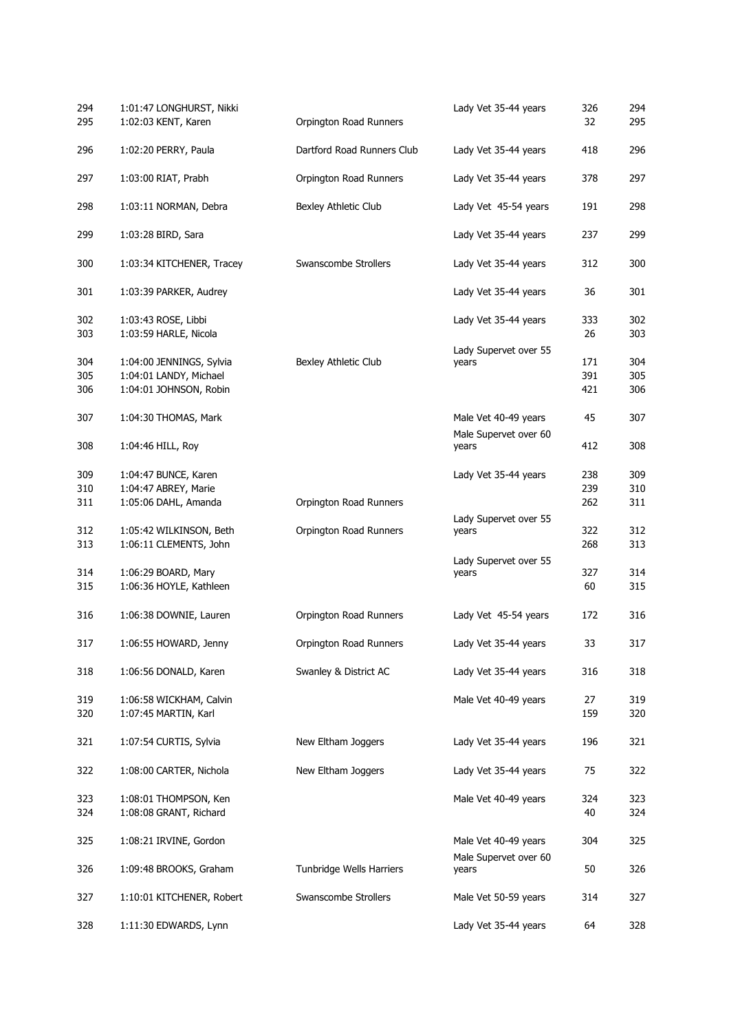| | | | | | |
|---|---|---|---|---|---|
| 294 | 1:01:47 LONGHURST, Nikki | | Lady Vet 35-44 years | 326 | 294 |
| 295 | 1:02:03 KENT, Karen | Orpington Road Runners | | 32 | 295 |
| 296 | 1:02:20 PERRY, Paula | Dartford Road Runners Club | Lady Vet 35-44 years | 418 | 296 |
| 297 | 1:03:00 RIAT, Prabh | Orpington Road Runners | Lady Vet 35-44 years | 378 | 297 |
| 298 | 1:03:11 NORMAN, Debra | Bexley Athletic Club | Lady Vet 45-54 years | 191 | 298 |
| 299 | 1:03:28 BIRD, Sara | | Lady Vet 35-44 years | 237 | 299 |
| 300 | 1:03:34 KITCHENER, Tracey | Swanscombe Strollers | Lady Vet 35-44 years | 312 | 300 |
| 301 | 1:03:39 PARKER, Audrey | | Lady Vet 35-44 years | 36 | 301 |
| 302 | 1:03:43 ROSE, Libbi | | Lady Vet 35-44 years | 333 | 302 |
| 303 | 1:03:59 HARLE, Nicola | | | 26 | 303 |
| 304 | 1:04:00 JENNINGS, Sylvia | Bexley Athletic Club | Lady Supervet over 55 years | 171 | 304 |
| 305 | 1:04:01 LANDY, Michael | | | 391 | 305 |
| 306 | 1:04:01 JOHNSON, Robin | | | 421 | 306 |
| 307 | 1:04:30 THOMAS, Mark | | Male Vet 40-49 years | 45 | 307 |
| 308 | 1:04:46 HILL, Roy | | Male Supervet over 60 years | 412 | 308 |
| 309 | 1:04:47 BUNCE, Karen | | Lady Vet 35-44 years | 238 | 309 |
| 310 | 1:04:47 ABREY, Marie | | | 239 | 310 |
| 311 | 1:05:06 DAHL, Amanda | Orpington Road Runners | | 262 | 311 |
| 312 | 1:05:42 WILKINSON, Beth | Orpington Road Runners | Lady Supervet over 55 years | 322 | 312 |
| 313 | 1:06:11 CLEMENTS, John | | | 268 | 313 |
| 314 | 1:06:29 BOARD, Mary | | Lady Supervet over 55 years | 327 | 314 |
| 315 | 1:06:36 HOYLE, Kathleen | | | 60 | 315 |
| 316 | 1:06:38 DOWNIE, Lauren | Orpington Road Runners | Lady Vet 45-54 years | 172 | 316 |
| 317 | 1:06:55 HOWARD, Jenny | Orpington Road Runners | Lady Vet 35-44 years | 33 | 317 |
| 318 | 1:06:56 DONALD, Karen | Swanley & District AC | Lady Vet 35-44 years | 316 | 318 |
| 319 | 1:06:58 WICKHAM, Calvin | | Male Vet 40-49 years | 27 | 319 |
| 320 | 1:07:45 MARTIN, Karl | | | 159 | 320 |
| 321 | 1:07:54 CURTIS, Sylvia | New Eltham Joggers | Lady Vet 35-44 years | 196 | 321 |
| 322 | 1:08:00 CARTER, Nichola | New Eltham Joggers | Lady Vet 35-44 years | 75 | 322 |
| 323 | 1:08:01 THOMPSON, Ken | | Male Vet 40-49 years | 324 | 323 |
| 324 | 1:08:08 GRANT, Richard | | | 40 | 324 |
| 325 | 1:08:21 IRVINE, Gordon | | Male Vet 40-49 years | 304 | 325 |
| 326 | 1:09:48 BROOKS, Graham | Tunbridge Wells Harriers | Male Supervet over 60 years | 50 | 326 |
| 327 | 1:10:01 KITCHENER, Robert | Swanscombe Strollers | Male Vet 50-59 years | 314 | 327 |
| 328 | 1:11:30 EDWARDS, Lynn | | Lady Vet 35-44 years | 64 | 328 |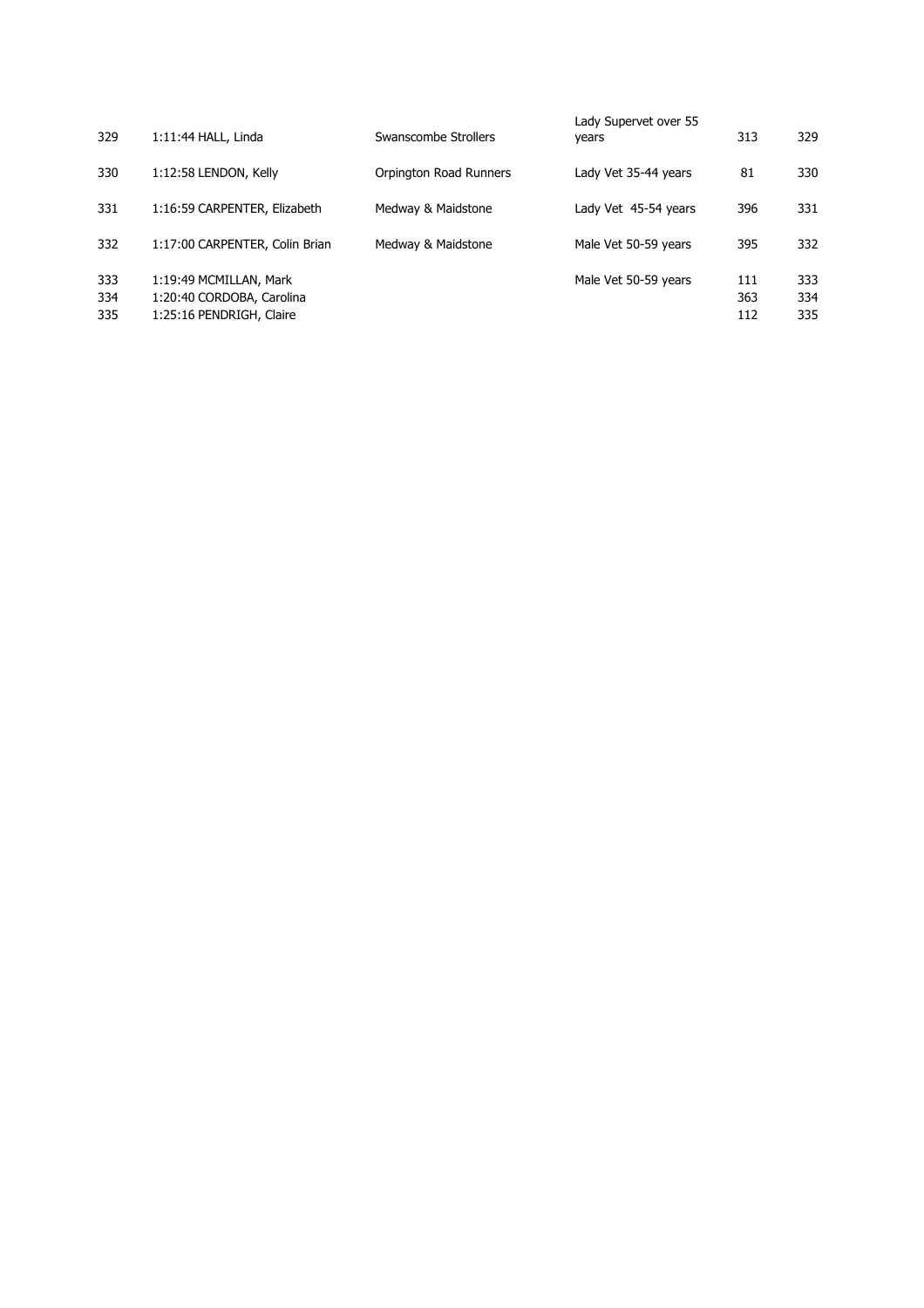| | | | | | |
|---|---|---|---|---|---|
| 329 | 1:11:44 HALL, Linda | Swanscombe Strollers | Lady Supervet over 55 years | 313 | 329 |
| 330 | 1:12:58 LENDON, Kelly | Orpington Road Runners | Lady Vet 35-44 years | 81 | 330 |
| 331 | 1:16:59 CARPENTER, Elizabeth | Medway & Maidstone | Lady Vet  45-54 years | 396 | 331 |
| 332 | 1:17:00 CARPENTER, Colin Brian | Medway & Maidstone | Male Vet 50-59 years | 395 | 332 |
| 333 | 1:19:49 MCMILLAN, Mark | | Male Vet 50-59 years | 111 | 333 |
| 334 | 1:20:40 CORDOBA, Carolina | | | 363 | 334 |
| 335 | 1:25:16 PENDRIGH, Claire | | | 112 | 335 |